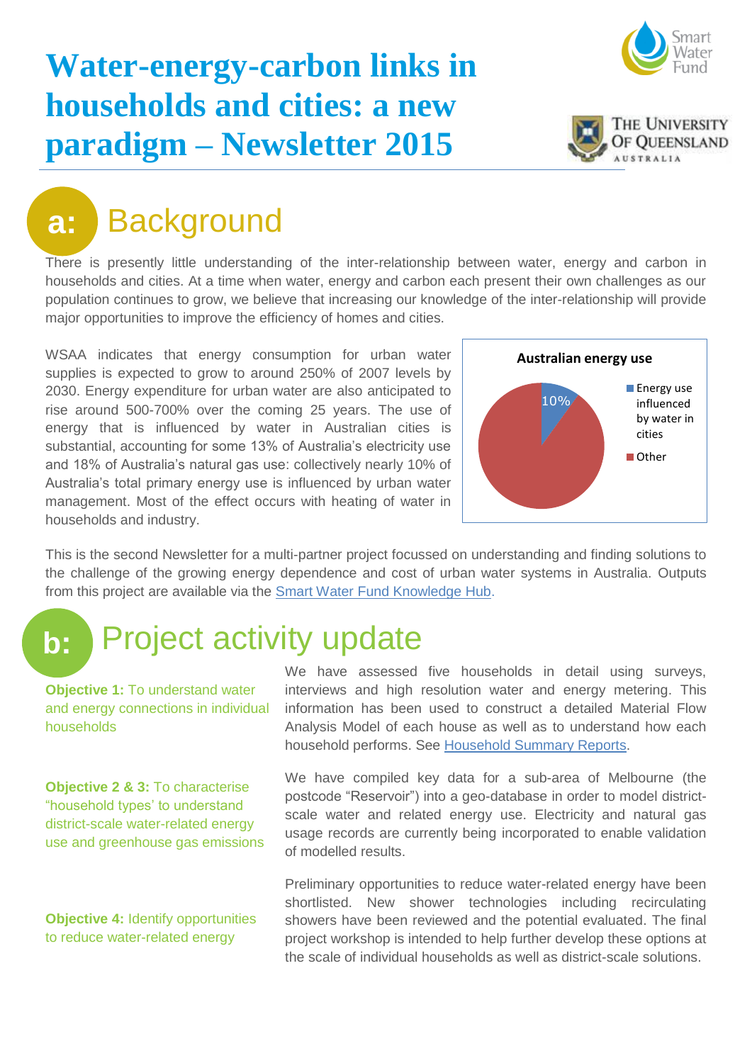# Water-energy-carbon links in households and cities: a new paradigm – Newsletter 2015

## a: Background

There is presently little understanding of the inter-relationship between water, energy and carbon in households and cities. At a time when water, energy and carbon each present their own challenges as our population continues to grow, we believe that increasing our knowledge of the inter-relationship will provide major opportunities to improve the efficiency of homes and cities.

WSAA indicates that energy consumption for urban water supplies is expected to grow to around 250% of 2007 levels by 2030. Energy expenditure for urban water are also anticipated to rise around 500-700% over the coming 25 years. The use of energy that is influenced by water in Australian cities is substantial, accounting for some 13% of Australia's electricity use and 18% of Australia's natural gas use: collectively nearly 10% of Australia's total primary energy use is influenced by urban water management. Most of the effect occurs with heating of water in households and industry.

**Australian energy use**

- Energy use influenced by water in cities: 10%
- Other

This is the second Newsletter for a multi-partner project focussed on understanding and finding solutions to the challenge of the growing energy dependence and cost of urban water systems in Australia. Outputs from this project are available via the Smart Water Fund Knowledge Hub.

## b: Project activity update

**Objective 1:** To understand water and energy connections in individual households

We have assessed five households in detail using surveys, interviews and high resolution water and energy metering. This information has been used to construct a detailed Material Flow Analysis Model of each house as well as to understand how each household performs. See Household Summary Reports.

**Objective 2 & 3:** To characterise "household types' to understand district-scale water-related energy use and greenhouse gas emissions

We have compiled key data for a sub-area of Melbourne (the postcode "Reservoir") into a geo-database in order to model district-scale water and related energy use. Electricity and natural gas usage records are currently being incorporated to enable validation of modelled results.

**Objective 4:** Identify opportunities to reduce water-related energy

Preliminary opportunities to reduce water-related energy have been shortlisted. New shower technologies including recirculating showers have been reviewed and the potential evaluated. The final project workshop is intended to help further develop these options at the scale of individual households as well as district-scale solutions.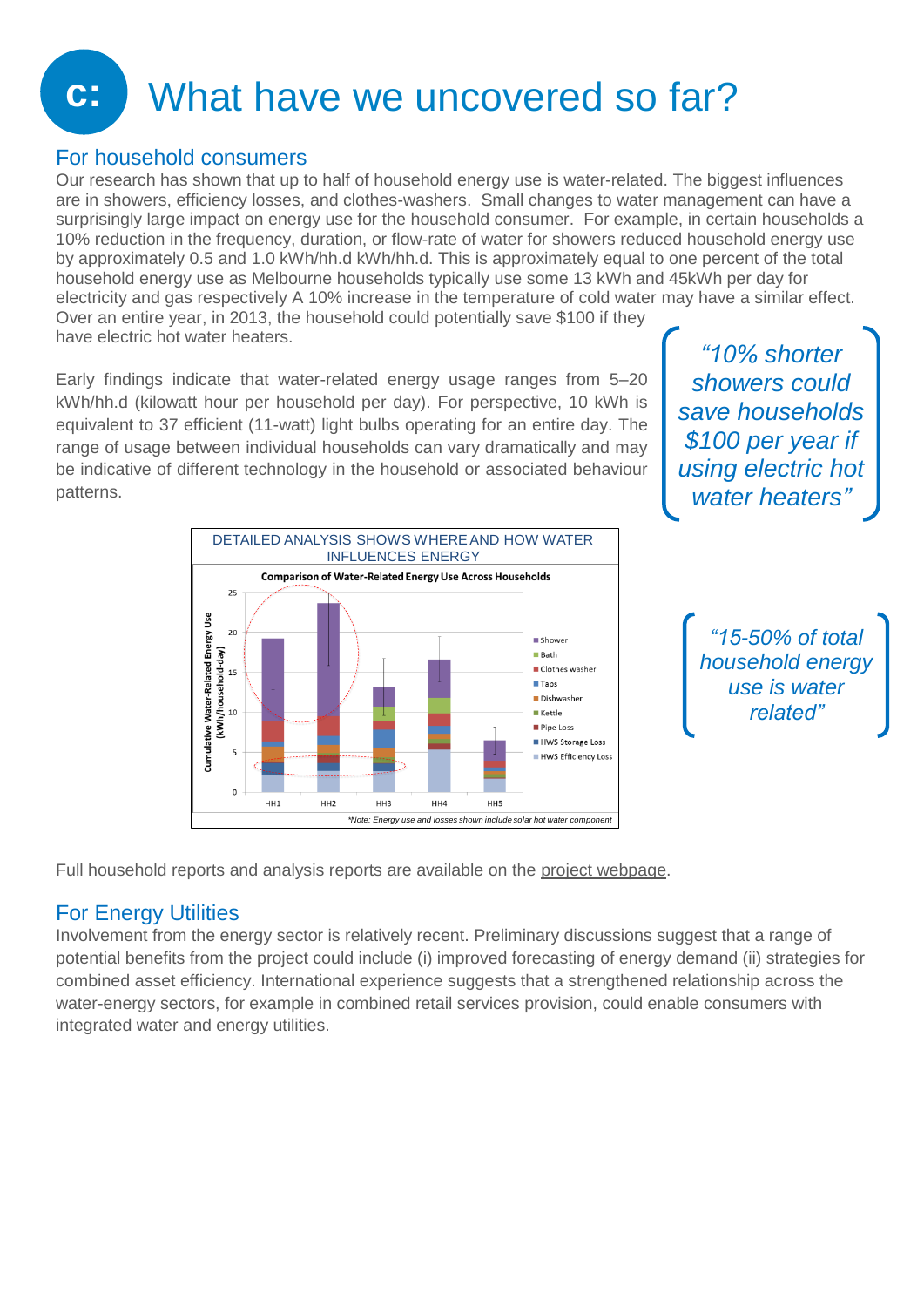# c: What have we uncovered so far?

## For household consumers

Our research has shown that up to half of household energy use is water-related. The biggest influences are in showers, efficiency losses, and clothes-washers. Small changes to water management can have a surprisingly large impact on energy use for the household consumer. For example, in certain households a 10% reduction in the frequency, duration, or flow-rate of water for showers reduced household energy use by approximately 0.5 and 1.0 kWh/hh.d kWh/hh.d. This is approximately equal to one percent of the total household energy use as Melbourne households typically use some 13 kWh and 45kWh per day for electricity and gas respectively A 10% increase in the temperature of cold water may have a similar effect. Over an entire year, in 2013, the household could potentially save $100 if they have electric hot water heaters.

> *"10% shorter showers could save households $100 per year if using electric hot water heaters"*

Early findings indicate that water-related energy usage ranges from 5–20 kWh/hh.d (kilowatt hour per household per day). For perspective, 10 kWh is equivalent to 37 efficient (11-watt) light bulbs operating for an entire day. The range of usage between individual households can vary dramatically and may be indicative of different technology in the household or associated behaviour patterns.

DETAILED ANALYSIS SHOWS WHERE AND HOW WATER INFLUENCES ENERGY

**Comparison of Water-Related Energy Use Across Households**

*\*Note: Energy use and losses shown include solar hot water component*

> *"15-50% of total household energy use is water related"*

Full household reports and analysis reports are available on the project webpage.

## For Energy Utilities

Involvement from the energy sector is relatively recent. Preliminary discussions suggest that a range of potential benefits from the project could include (i) improved forecasting of energy demand (ii) strategies for combined asset efficiency. International experience suggests that a strengthened relationship across the water-energy sectors, for example in combined retail services provision, could enable consumers with integrated water and energy utilities.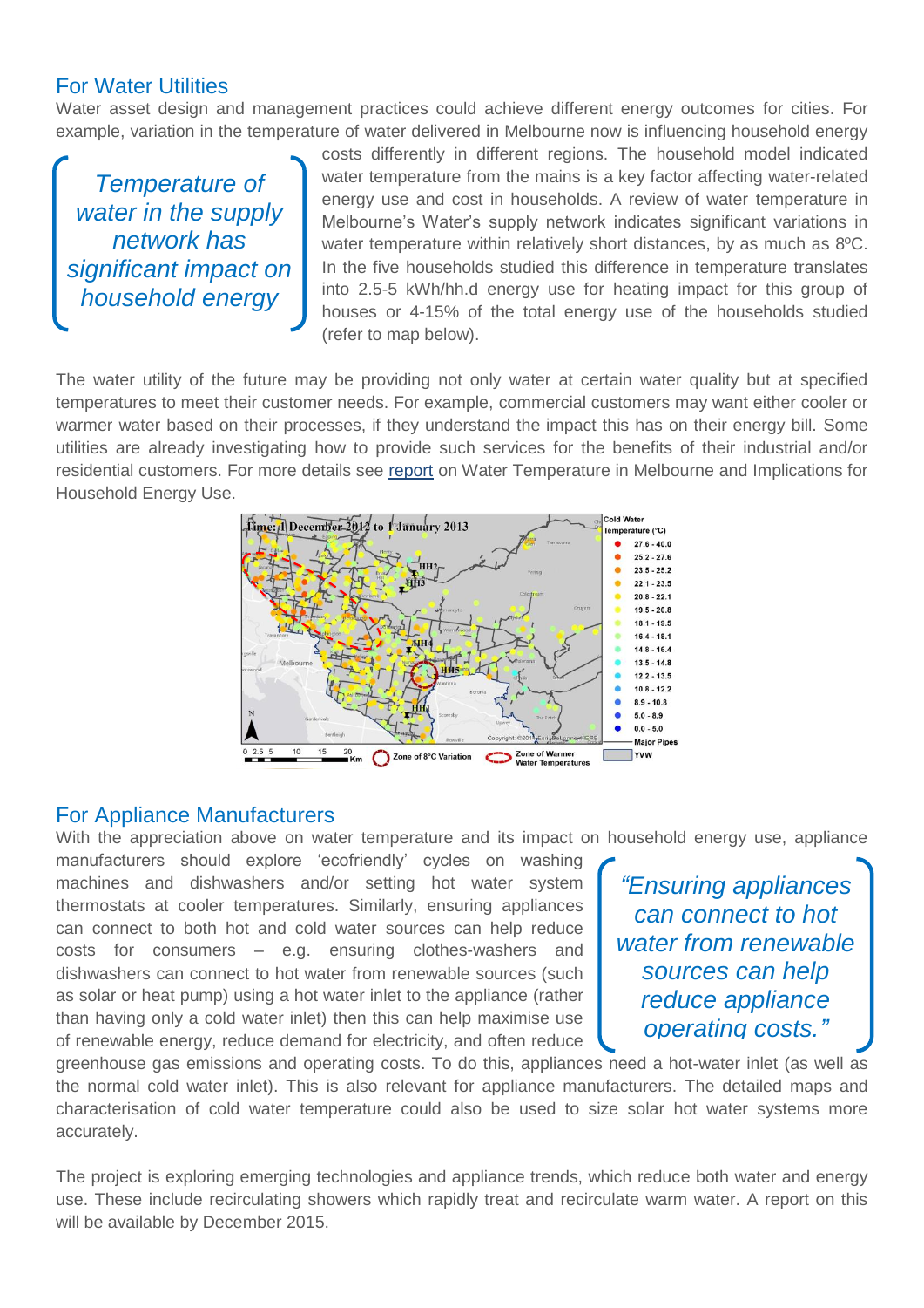## For Water Utilities

Water asset design and management practices could achieve different energy outcomes for cities. For example, variation in the temperature of water delivered in Melbourne now is influencing household energy costs differently in different regions. The household model indicated water temperature from the mains is a key factor affecting water-related energy use and cost in households. A review of water temperature in Melbourne's Water's supply network indicates significant variations in water temperature within relatively short distances, by as much as 8ºC. In the five households studied this difference in temperature translates into 2.5-5 kWh/hh.d energy use for heating impact for this group of houses or 4-15% of the total energy use of the households studied (refer to map below).

> *Temperature of water in the supply network has significant impact on household energy*

The water utility of the future may be providing not only water at certain water quality but at specified temperatures to meet their customer needs. For example, commercial customers may want either cooler or warmer water based on their processes, if they understand the impact this has on their energy bill. Some utilities are already investigating how to provide such services for the benefits of their industrial and/or residential customers. For more details see [report](report) on Water Temperature in Melbourne and Implications for Household Energy Use.

## For Appliance Manufacturers

With the appreciation above on water temperature and its impact on household energy use, appliance manufacturers should explore 'ecofriendly' cycles on washing machines and dishwashers and/or setting hot water system thermostats at cooler temperatures. Similarly, ensuring appliances can connect to both hot and cold water sources can help reduce costs for consumers – e.g. ensuring clothes-washers and dishwashers can connect to hot water from renewable sources (such as solar or heat pump) using a hot water inlet to the appliance (rather than having only a cold water inlet) then this can help maximise use of renewable energy, reduce demand for electricity, and often reduce greenhouse gas emissions and operating costs. To do this, appliances need a hot-water inlet (as well as the normal cold water inlet). This is also relevant for appliance manufacturers. The detailed maps and characterisation of cold water temperature could also be used to size solar hot water systems more accurately.

> *"Ensuring appliances can connect to hot water from renewable sources can help reduce appliance operating costs."*

The project is exploring emerging technologies and appliance trends, which reduce both water and energy use. These include recirculating showers which rapidly treat and recirculate warm water. A report on this will be available by December 2015.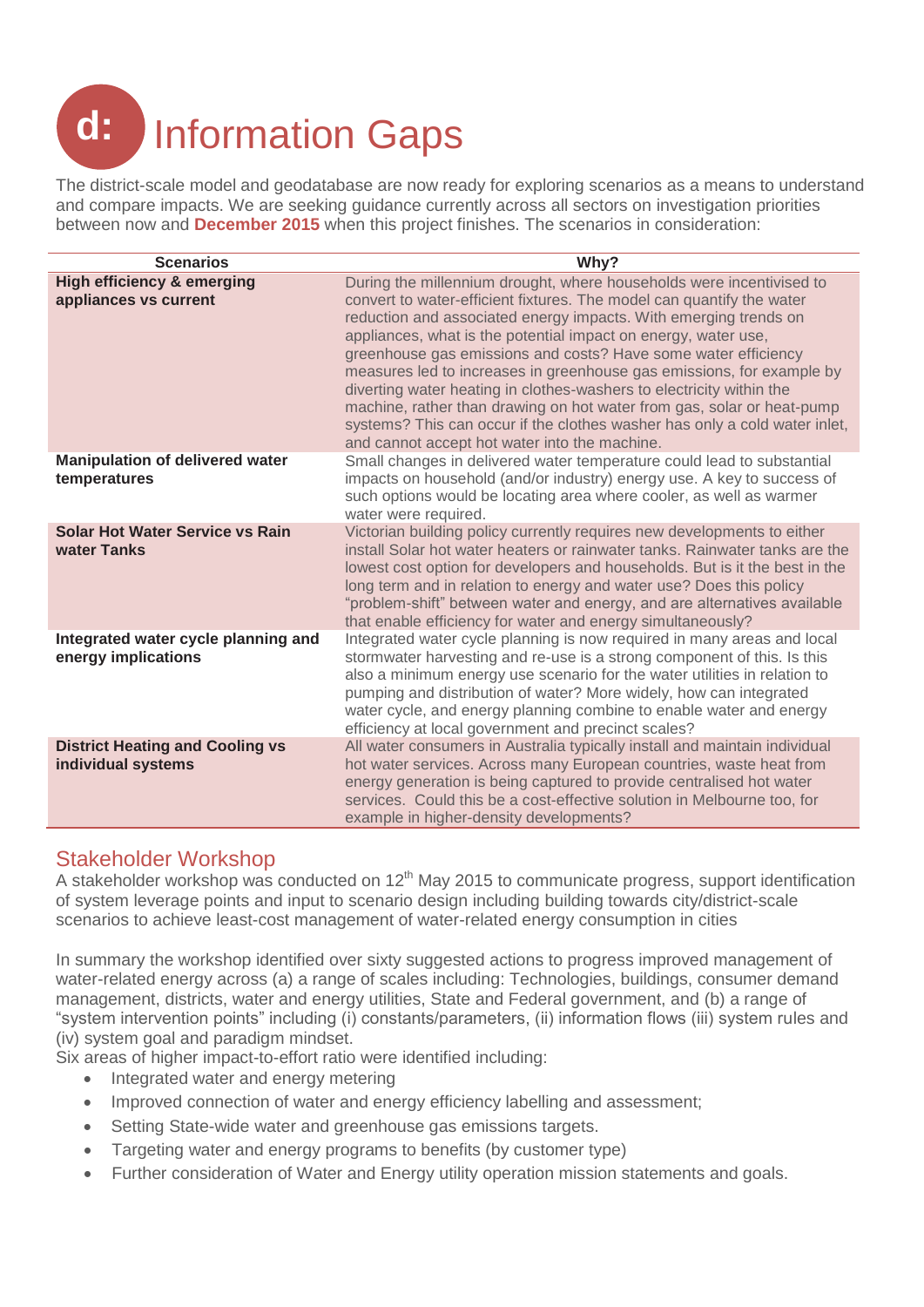# d: Information Gaps

The district-scale model and geodatabase are now ready for exploring scenarios as a means to understand and compare impacts. We are seeking guidance currently across all sectors on investigation priorities between now and **December 2015** when this project finishes. The scenarios in consideration:

| Scenarios | Why? |
|---|---|
| **High efficiency & emerging appliances vs current** | During the millennium drought, where households were incentivised to convert to water-efficient fixtures. The model can quantify the water reduction and associated energy impacts. With emerging trends on appliances, what is the potential impact on energy, water use, greenhouse gas emissions and costs? Have some water efficiency measures led to increases in greenhouse gas emissions, for example by diverting water heating in clothes-washers to electricity within the machine, rather than drawing on hot water from gas, solar or heat-pump systems? This can occur if the clothes washer has only a cold water inlet, and cannot accept hot water into the machine. |
| **Manipulation of delivered water temperatures** | Small changes in delivered water temperature could lead to substantial impacts on household (and/or industry) energy use. A key to success of such options would be locating area where cooler, as well as warmer water were required. |
| **Solar Hot Water Service vs Rain water Tanks** | Victorian building policy currently requires new developments to either install Solar hot water heaters or rainwater tanks. Rainwater tanks are the lowest cost option for developers and households. But is it the best in the long term and in relation to energy and water use? Does this policy "problem-shift" between water and energy, and are alternatives available that enable efficiency for water and energy simultaneously? |
| **Integrated water cycle planning and energy implications** | Integrated water cycle planning is now required in many areas and local stormwater harvesting and re-use is a strong component of this. Is this also a minimum energy use scenario for the water utilities in relation to pumping and distribution of water? More widely, how can integrated water cycle, and energy planning combine to enable water and energy efficiency at local government and precinct scales? |
| **District Heating and Cooling vs individual systems** | All water consumers in Australia typically install and maintain individual hot water services. Across many European countries, waste heat from energy generation is being captured to provide centralised hot water services. Could this be a cost-effective solution in Melbourne too, for example in higher-density developments? |

## Stakeholder Workshop

A stakeholder workshop was conducted on 12th May 2015 to communicate progress, support identification of system leverage points and input to scenario design including building towards city/district-scale scenarios to achieve least-cost management of water-related energy consumption in cities

In summary the workshop identified over sixty suggested actions to progress improved management of water-related energy across (a) a range of scales including: Technologies, buildings, consumer demand management, districts, water and energy utilities, State and Federal government, and (b) a range of "system intervention points" including (i) constants/parameters, (ii) information flows (iii) system rules and (iv) system goal and paradigm mindset.

Six areas of higher impact-to-effort ratio were identified including:

- Integrated water and energy metering
- Improved connection of water and energy efficiency labelling and assessment;
- Setting State-wide water and greenhouse gas emissions targets.
- Targeting water and energy programs to benefits (by customer type)
- Further consideration of Water and Energy utility operation mission statements and goals.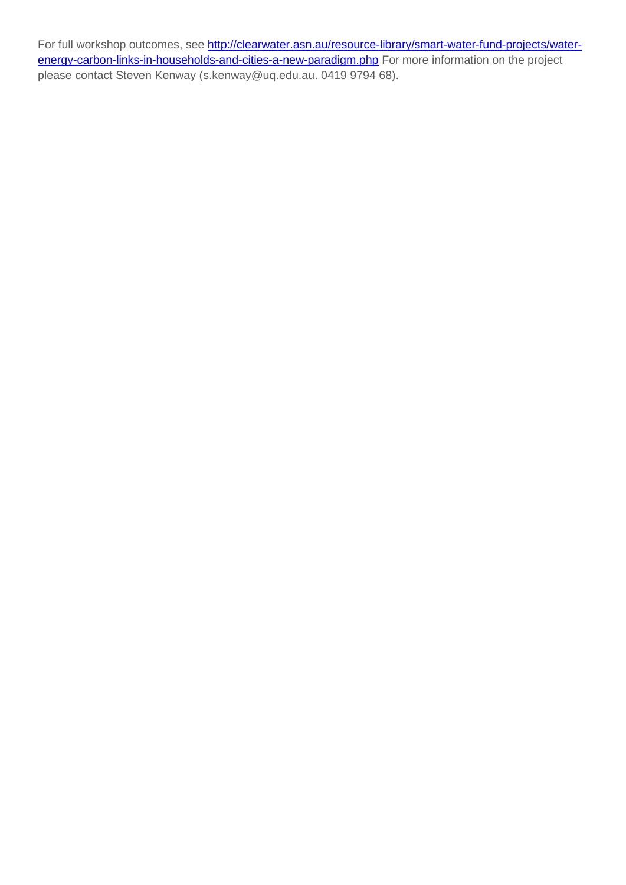For full workshop outcomes, see [http://clearwater.asn.au/resource-library/smart-water-fund-projects/water-energy-carbon-links-in-households-and-cities-a-new-paradigm.php](http://clearwater.asn.au/resource-library/smart-water-fund-projects/water-energy-carbon-links-in-households-and-cities-a-new-paradigm.php) For more information on the project please contact Steven Kenway (s.kenway@uq.edu.au. 0419 9794 68).